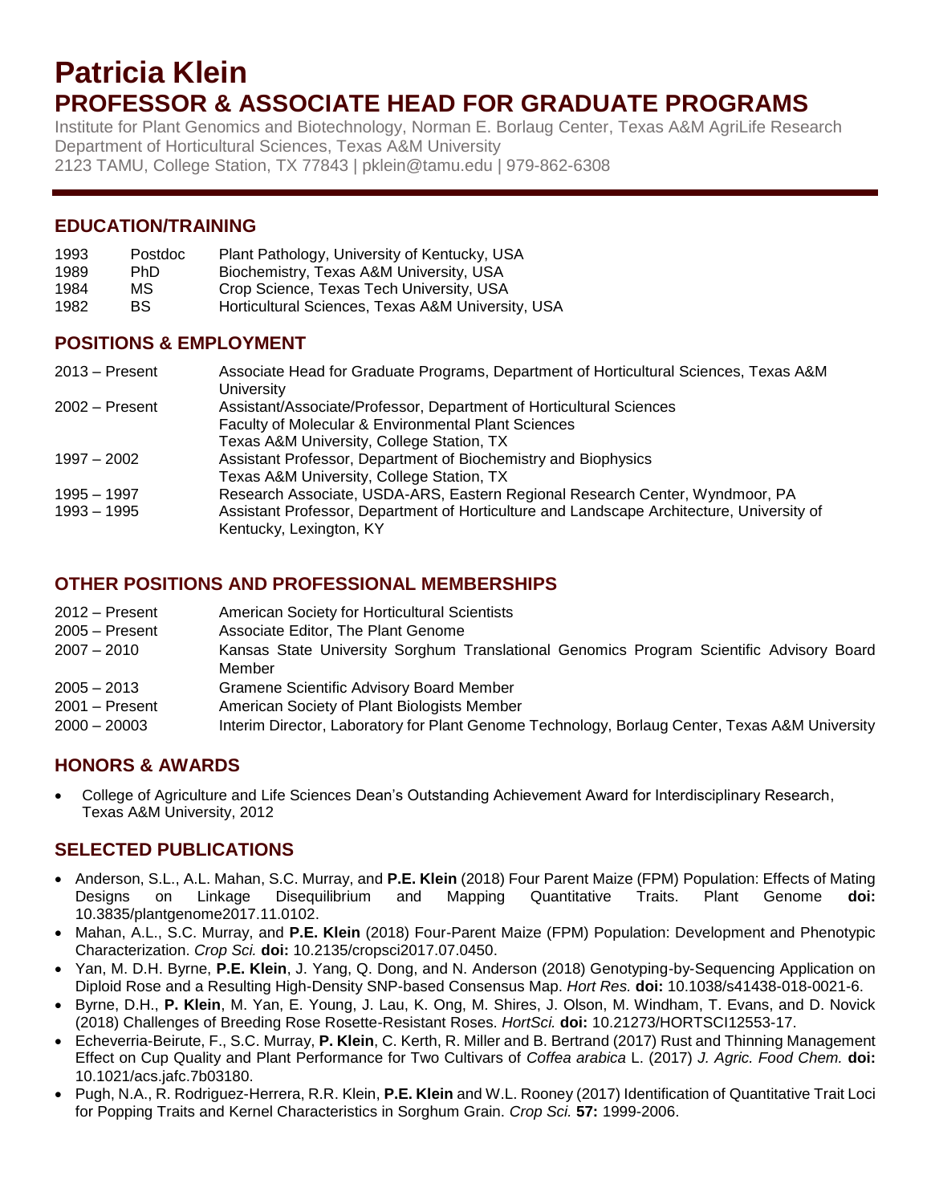# Patricia Klein

## PROFESSOR & ASSOCIATE HEAD FOR GRADUATE PROGRAMS

Institute for Plant Genomics and Biotechnology, Norman E. Borlaug Center, Texas A&M AgriLife Research
Department of Horticultural Sciences, Texas A&M University
2123 TAMU, College Station, TX 77843 | pklein@tamu.edu | 979-862-6308

---

## EDUCATION/TRAINING

| | | |
|---|---|---|
| 1993 | Postdoc | Plant Pathology, University of Kentucky, USA |
| 1989 | PhD | Biochemistry, Texas A&M University, USA |
| 1984 | MS | Crop Science, Texas Tech University, USA |
| 1982 | BS | Horticultural Sciences, Texas A&M University, USA |

## POSITIONS & EMPLOYMENT

| | |
|---|---|
| 2013 – Present | Associate Head for Graduate Programs, Department of Horticultural Sciences, Texas A&M University |
| 2002 – Present | Assistant/Associate/Professor, Department of Horticultural Sciences<br>Faculty of Molecular & Environmental Plant Sciences<br>Texas A&M University, College Station, TX |
| 1997 – 2002 | Assistant Professor, Department of Biochemistry and Biophysics<br>Texas A&M University, College Station, TX |
| 1995 – 1997 | Research Associate, USDA-ARS, Eastern Regional Research Center, Wyndmoor, PA |
| 1993 – 1995 | Assistant Professor, Department of Horticulture and Landscape Architecture, University of Kentucky, Lexington, KY |

## OTHER POSITIONS AND PROFESSIONAL MEMBERSHIPS

| | |
|---|---|
| 2012 – Present | American Society for Horticultural Scientists |
| 2005 – Present | Associate Editor, The Plant Genome |
| 2007 – 2010 | Kansas State University Sorghum Translational Genomics Program Scientific Advisory Board Member |
| 2005 – 2013 | Gramene Scientific Advisory Board Member |
| 2001 – Present | American Society of Plant Biologists Member |
| 2000 – 20003 | Interim Director, Laboratory for Plant Genome Technology, Borlaug Center, Texas A&M University |

## HONORS & AWARDS

- College of Agriculture and Life Sciences Dean's Outstanding Achievement Award for Interdisciplinary Research, Texas A&M University, 2012

## SELECTED PUBLICATIONS

- Anderson, S.L., A.L. Mahan, S.C. Murray, and **P.E. Klein** (2018) Four Parent Maize (FPM) Population: Effects of Mating Designs on Linkage Disequilibrium and Mapping Quantitative Traits. Plant Genome **doi:** 10.3835/plantgenome2017.11.0102.
- Mahan, A.L., S.C. Murray, and **P.E. Klein** (2018) Four-Parent Maize (FPM) Population: Development and Phenotypic Characterization. *Crop Sci.* **doi:** 10.2135/cropsci2017.07.0450.
- Yan, M. D.H. Byrne, **P.E. Klein**, J. Yang, Q. Dong, and N. Anderson (2018) Genotyping-by-Sequencing Application on Diploid Rose and a Resulting High-Density SNP-based Consensus Map. *Hort Res.* **doi:** 10.1038/s41438-018-0021-6.
- Byrne, D.H., **P. Klein**, M. Yan, E. Young, J. Lau, K. Ong, M. Shires, J. Olson, M. Windham, T. Evans, and D. Novick (2018) Challenges of Breeding Rose Rosette-Resistant Roses. *HortSci.* **doi:** 10.21273/HORTSCI12553-17.
- Echeverria-Beirute, F., S.C. Murray, **P. Klein**, C. Kerth, R. Miller and B. Bertrand (2017) Rust and Thinning Management Effect on Cup Quality and Plant Performance for Two Cultivars of *Coffea arabica* L. (2017) *J. Agric. Food Chem.* **doi:** 10.1021/acs.jafc.7b03180.
- Pugh, N.A., R. Rodriguez-Herrera, R.R. Klein, **P.E. Klein** and W.L. Rooney (2017) Identification of Quantitative Trait Loci for Popping Traits and Kernel Characteristics in Sorghum Grain. *Crop Sci.* **57:** 1999-2006.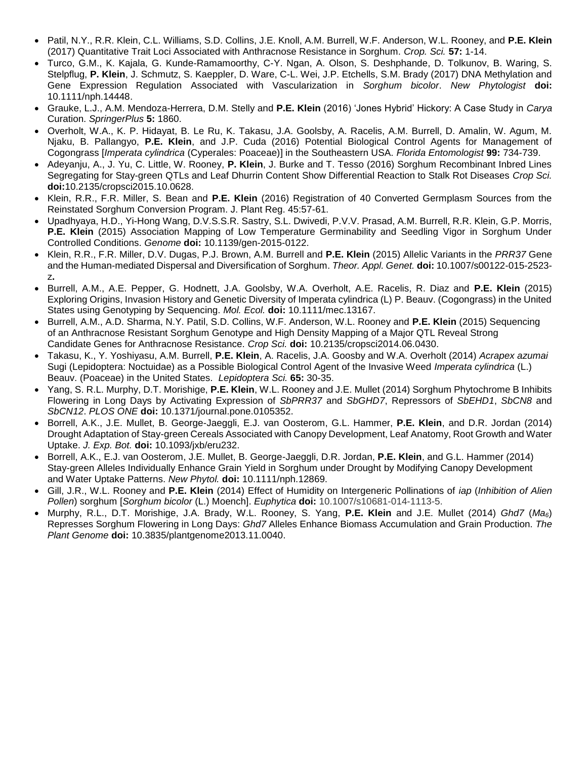- Patil, N.Y., R.R. Klein, C.L. Williams, S.D. Collins, J.E. Knoll, A.M. Burrell, W.F. Anderson, W.L. Rooney, and **P.E. Klein** (2017) Quantitative Trait Loci Associated with Anthracnose Resistance in Sorghum. *Crop. Sci.* **57:** 1-14.
- Turco, G.M., K. Kajala, G. Kunde-Ramamoorthy, C-Y. Ngan, A. Olson, S. Deshphande, D. Tolkunov, B. Waring, S. Stelpflug, **P. Klein**, J. Schmutz, S. Kaeppler, D. Ware, C-L. Wei, J.P. Etchells, S.M. Brady (2017) DNA Methylation and Gene Expression Regulation Associated with Vascularization in *Sorghum bicolor*. *New Phytologist* **doi:** 10.1111/nph.14448.
- Grauke, L.J., A.M. Mendoza-Herrera, D.M. Stelly and **P.E. Klein** (2016) 'Jones Hybrid' Hickory: A Case Study in *Carya* Curation. *SpringerPlus* **5:** 1860.
- Overholt, W.A., K. P. Hidayat, B. Le Ru, K. Takasu, J.A. Goolsby, A. Racelis, A.M. Burrell, D. Amalin, W. Agum, M. Njaku, B. Pallangyo, **P.E. Klein**, and J.P. Cuda (2016) Potential Biological Control Agents for Management of Cogongrass [*Imperata cylindrica* (Cyperales: Poaceae)] in the Southeastern USA. *Florida Entomologist* **99:** 734-739.
- Adeyanju, A., J. Yu, C. Little, W. Rooney, **P. Klein**, J. Burke and T. Tesso (2016) Sorghum Recombinant Inbred Lines Segregating for Stay-green QTLs and Leaf Dhurrin Content Show Differential Reaction to Stalk Rot Diseases *Crop Sci.* **doi:**10.2135/cropsci2015.10.0628.
- Klein, R.R., F.R. Miller, S. Bean and **P.E. Klein** (2016) Registration of 40 Converted Germplasm Sources from the Reinstated Sorghum Conversion Program. J. Plant Reg. 45:57-61.
- Upadhyaya, H.D., Yi-Hong Wang, D.V.S.S.R. Sastry, S.L. Dwivedi, P.V.V. Prasad, A.M. Burrell, R.R. Klein, G.P. Morris, **P.E. Klein** (2015) Association Mapping of Low Temperature Germinability and Seedling Vigor in Sorghum Under Controlled Conditions. *Genome* **doi:** 10.1139/gen-2015-0122.
- Klein, R.R., F.R. Miller, D.V. Dugas, P.J. Brown, A.M. Burrell and **P.E. Klein** (2015) Allelic Variants in the *PRR37* Gene and the Human-mediated Dispersal and Diversification of Sorghum. *Theor. Appl. Genet.* **doi:** 10.1007/s00122-015-2523-z**.**
- Burrell, A.M., A.E. Pepper, G. Hodnett, J.A. Goolsby, W.A. Overholt, A.E. Racelis, R. Diaz and **P.E. Klein** (2015) Exploring Origins, Invasion History and Genetic Diversity of Imperata cylindrica (L) P. Beauv. (Cogongrass) in the United States using Genotyping by Sequencing. *Mol. Ecol.* **doi:** 10.1111/mec.13167.
- Burrell, A.M., A.D. Sharma, N.Y. Patil, S.D. Collins, W.F. Anderson, W.L. Rooney and **P.E. Klein** (2015) Sequencing of an Anthracnose Resistant Sorghum Genotype and High Density Mapping of a Major QTL Reveal Strong Candidate Genes for Anthracnose Resistance. *Crop Sci.* **doi:** 10.2135/cropsci2014.06.0430.
- Takasu, K., Y. Yoshiyasu, A.M. Burrell, **P.E. Klein**, A. Racelis, J.A. Goosby and W.A. Overholt (2014) *Acrapex azumai* Sugi (Lepidoptera: Noctuidae) as a Possible Biological Control Agent of the Invasive Weed *Imperata cylindrica* (L.) Beauv. (Poaceae) in the United States. *Lepidoptera Sci.* **65:** 30-35.
- Yang, S. R.L. Murphy, D.T. Morishige, **P.E. Klein**, W.L. Rooney and J.E. Mullet (2014) Sorghum Phytochrome B Inhibits Flowering in Long Days by Activating Expression of *SbPRR37* and *SbGHD7*, Repressors of *SbEHD1*, *SbCN8* and *SbCN12*. *PLOS ONE* **doi:** 10.1371/journal.pone.0105352.
- Borrell, A.K., J.E. Mullet, B. George-Jaeggli, E.J. van Oosterom, G.L. Hammer, **P.E. Klein**, and D.R. Jordan (2014) Drought Adaptation of Stay-green Cereals Associated with Canopy Development, Leaf Anatomy, Root Growth and Water Uptake. *J. Exp. Bot.* **doi:** 10.1093/jxb/eru232.
- Borrell, A.K., E.J. van Oosterom, J.E. Mullet, B. George-Jaeggli, D.R. Jordan, **P.E. Klein**, and G.L. Hammer (2014) Stay-green Alleles Individually Enhance Grain Yield in Sorghum under Drought by Modifying Canopy Development and Water Uptake Patterns. *New Phytol.* **doi:** 10.1111/nph.12869.
- Gill, J.R., W.L. Rooney and **P.E. Klein** (2014) Effect of Humidity on Intergeneric Pollinations of *iap* (*Inhibition of Alien Pollen*) sorghum [*Sorghum bicolor* (L.) Moench]. *Euphytica* **doi:** 10.1007/s10681-014-1113-5.
- Murphy, R.L., D.T. Morishige, J.A. Brady, W.L. Rooney, S. Yang, **P.E. Klein** and J.E. Mullet (2014) *Ghd7* (*$Ma_6$*) Represses Sorghum Flowering in Long Days: *Ghd7* Alleles Enhance Biomass Accumulation and Grain Production. *The Plant Genome* **doi:** 10.3835/plantgenome2013.11.0040.